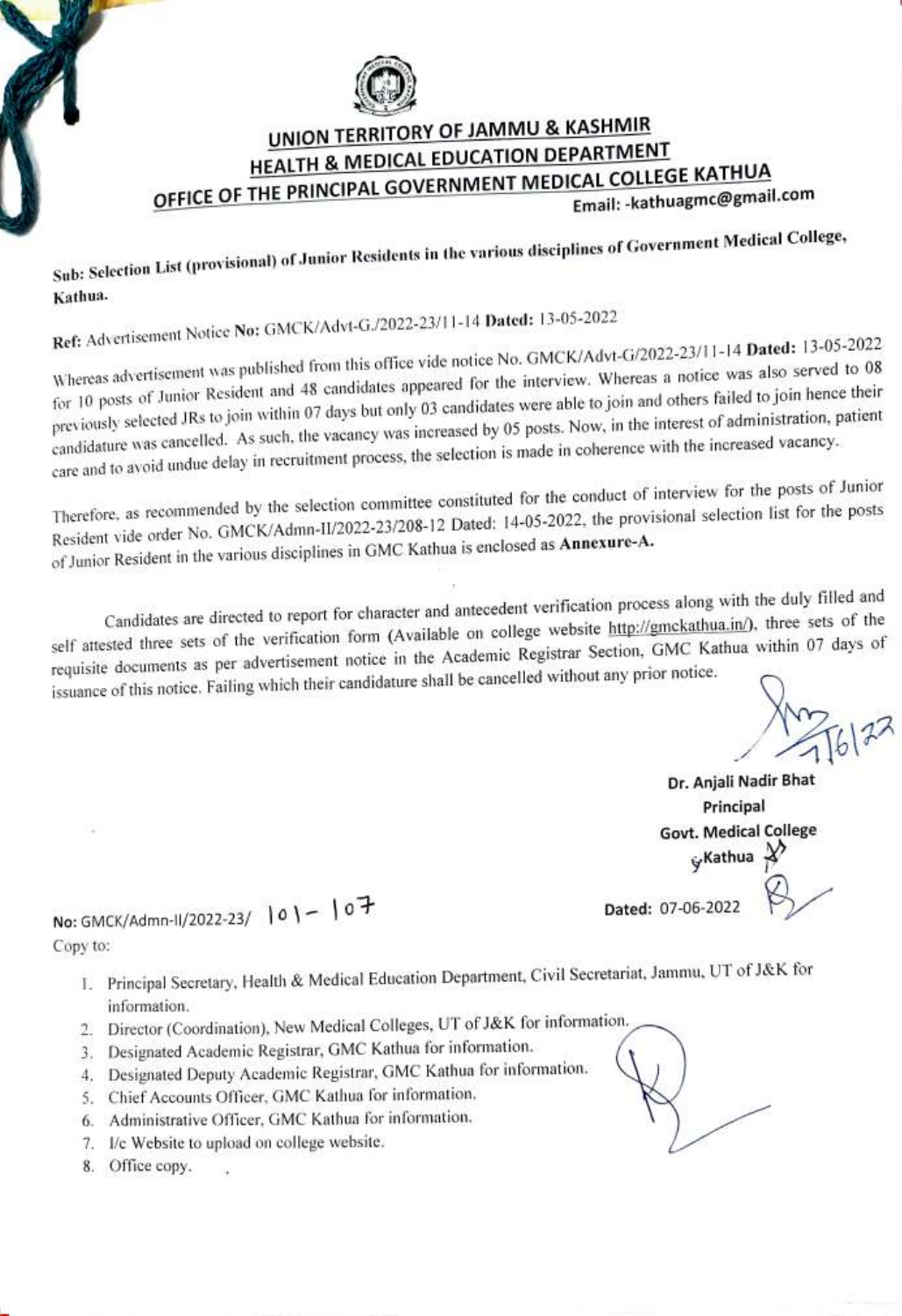# UNION TERRITORY OF JAMMU & KASHMIR
## HEALTH & MEDICAL EDUCATION DEPARTMENT
## OFFICE OF THE PRINCIPAL GOVERNMENT MEDICAL COLLEGE KATHUA

Email: -kathuagmc@gmail.com

**Sub: Selection List (provisional) of Junior Residents in the various disciplines of Government Medical College, Kathua.**

**Ref:** Advertisement Notice **No:** GMCK/Advt-G./2022-23/11-14 **Dated:** 13-05-2022

Whereas advertisement was published from this office vide notice No. GMCK/Advt-G/2022-23/11-14 **Dated:** 13-05-2022 for 10 posts of Junior Resident and 48 candidates appeared for the interview. Whereas a notice was also served to 08 previously selected JRs to join within 07 days but only 03 candidates were able to join and others failed to join hence their candidature was cancelled. As such, the vacancy was increased by 05 posts. Now, in the interest of administration, patient care and to avoid undue delay in recruitment process, the selection is made in coherence with the increased vacancy.

Therefore, as recommended by the selection committee constituted for the conduct of interview for the posts of Junior Resident vide order No. GMCK/Admn-II/2022-23/208-12 Dated: 14-05-2022, the provisional selection list for the posts of Junior Resident in the various disciplines in GMC Kathua is enclosed as **Annexure-A.**

Candidates are directed to report for character and antecedent verification process along with the duly filled and self attested three sets of the verification form (Available on college website http://gmckathua.in/), three sets of the requisite documents as per advertisement notice in the Academic Registrar Section, GMC Kathua within 07 days of issuance of this notice. Failing which their candidature shall be cancelled without any prior notice.

7/6/22

**Dr. Anjali Nadir Bhat**
**Principal**
**Govt. Medical College**
**Kathua**

No: GMCK/Admn-II/2022-23/ 101-107

**Dated:** 07-06-2022

Copy to:

1. Principal Secretary, Health & Medical Education Department, Civil Secretariat, Jammu, UT of J&K for information.
2. Director (Coordination), New Medical Colleges, UT of J&K for information.
3. Designated Academic Registrar, GMC Kathua for information.
4. Designated Deputy Academic Registrar, GMC Kathua for information.
5. Chief Accounts Officer, GMC Kathua for information.
6. Administrative Officer, GMC Kathua for information.
7. I/c Website to upload on college website.
8. Office copy.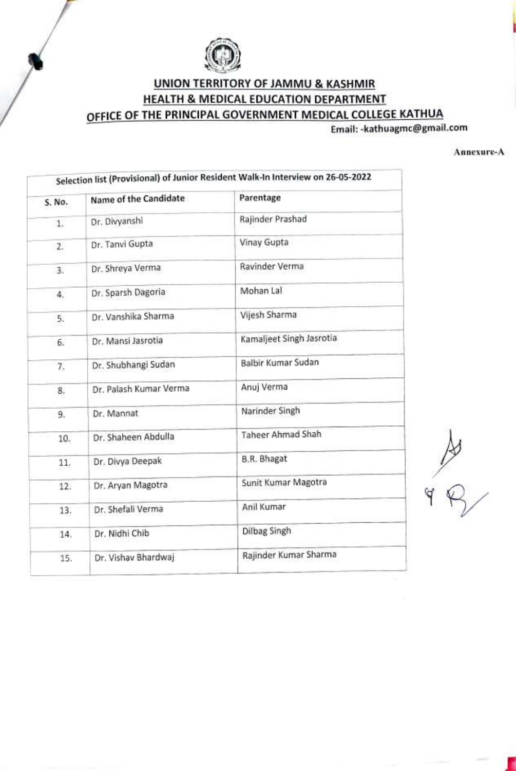# UNION TERRITORY OF JAMMU & KASHMIR
## HEALTH & MEDICAL EDUCATION DEPARTMENT
## OFFICE OF THE PRINCIPAL GOVERNMENT MEDICAL COLLEGE KATHUA

Email: -kathuagmc@gmail.com

**Annexure-A**

Selection list (Provisional) of Junior Resident Walk-In Interview on 26-05-2022

| S. No. | Name of the Candidate | Parentage |
|---|---|---|
| 1. | Dr. Divyanshi | Rajinder Prashad |
| 2. | Dr. Tanvi Gupta | Vinay Gupta |
| 3. | Dr. Shreya Verma | Ravinder Verma |
| 4. | Dr. Sparsh Dagoria | Mohan Lal |
| 5. | Dr. Vanshika Sharma | Vijesh Sharma |
| 6. | Dr. Mansi Jasrotia | Kamaljeet Singh Jasrotia |
| 7. | Dr. Shubhangi Sudan | Balbir Kumar Sudan |
| 8. | Dr. Palash Kumar Verma | Anuj Verma |
| 9. | Dr. Mannat | Narinder Singh |
| 10. | Dr. Shaheen Abdulla | Taheer Ahmad Shah |
| 11. | Dr. Divya Deepak | B.R. Bhagat |
| 12. | Dr. Aryan Magotra | Sunit Kumar Magotra |
| 13. | Dr. Shefali Verma | Anil Kumar |
| 14. | Dr. Nidhi Chib | Dilbag Singh |
| 15. | Dr. Vishav Bhardwaj | Rajinder Kumar Sharma |